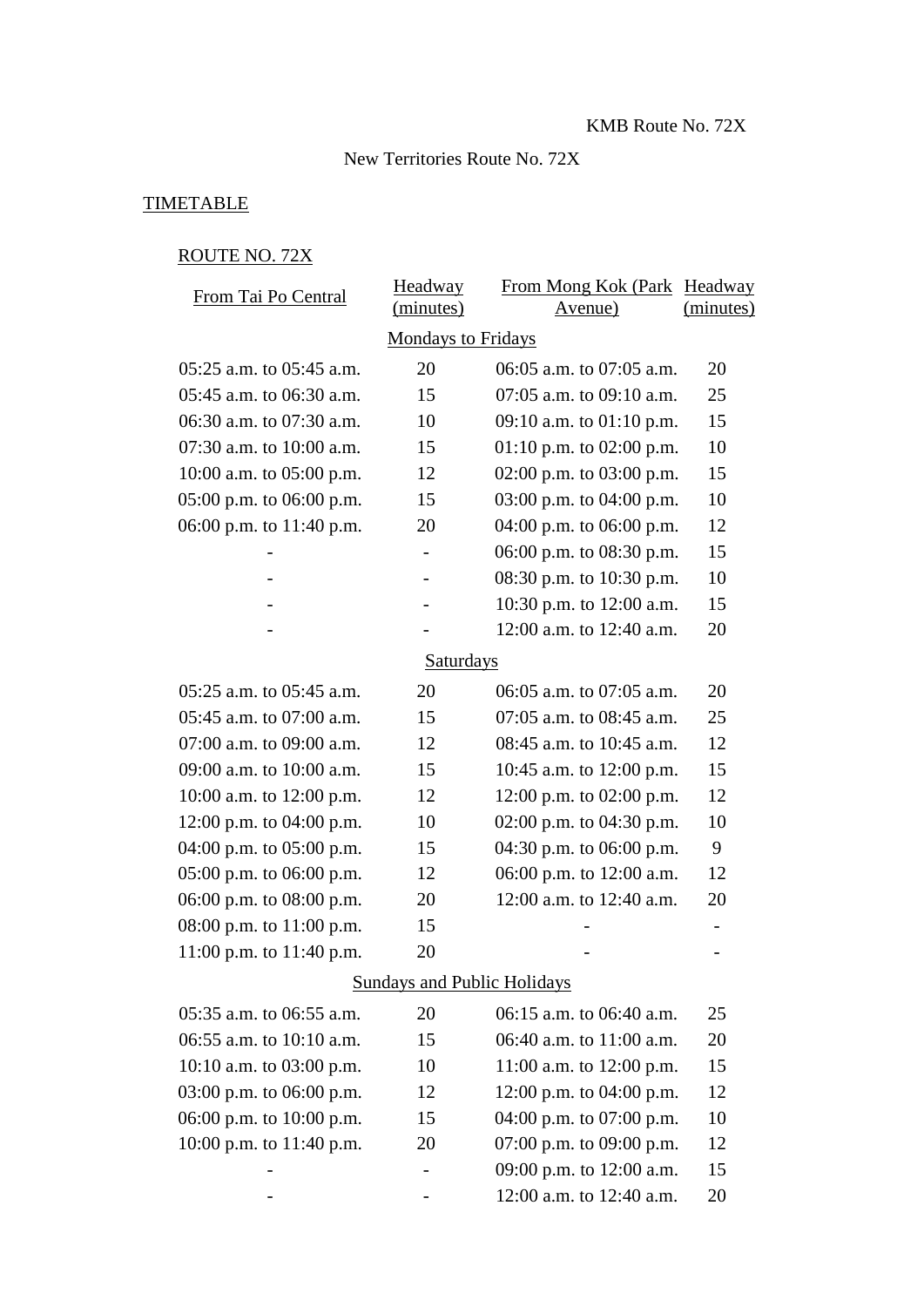KMB Route No. 72X

New Territories Route No. 72X

TIMETABLE

ROUTE NO. 72X

| From Tai Po Central | Headway (minutes) | From Mong Kok (Park Avenue) | Headway (minutes) |
|---|---|---|---|
| | Mondays to Fridays | | |
| 05:25 a.m. to 05:45 a.m. | 20 | 06:05 a.m. to 07:05 a.m. | 20 |
| 05:45 a.m. to 06:30 a.m. | 15 | 07:05 a.m. to 09:10 a.m. | 25 |
| 06:30 a.m. to 07:30 a.m. | 10 | 09:10 a.m. to 01:10 p.m. | 15 |
| 07:30 a.m. to 10:00 a.m. | 15 | 01:10 p.m. to 02:00 p.m. | 10 |
| 10:00 a.m. to 05:00 p.m. | 12 | 02:00 p.m. to 03:00 p.m. | 15 |
| 05:00 p.m. to 06:00 p.m. | 15 | 03:00 p.m. to 04:00 p.m. | 10 |
| 06:00 p.m. to 11:40 p.m. | 20 | 04:00 p.m. to 06:00 p.m. | 12 |
| - | - | 06:00 p.m. to 08:30 p.m. | 15 |
| - | - | 08:30 p.m. to 10:30 p.m. | 10 |
| - | - | 10:30 p.m. to 12:00 a.m. | 15 |
| - | - | 12:00 a.m. to 12:40 a.m. | 20 |
| | Saturdays | | |
| 05:25 a.m. to 05:45 a.m. | 20 | 06:05 a.m. to 07:05 a.m. | 20 |
| 05:45 a.m. to 07:00 a.m. | 15 | 07:05 a.m. to 08:45 a.m. | 25 |
| 07:00 a.m. to 09:00 a.m. | 12 | 08:45 a.m. to 10:45 a.m. | 12 |
| 09:00 a.m. to 10:00 a.m. | 15 | 10:45 a.m. to 12:00 p.m. | 15 |
| 10:00 a.m. to 12:00 p.m. | 12 | 12:00 p.m. to 02:00 p.m. | 12 |
| 12:00 p.m. to 04:00 p.m. | 10 | 02:00 p.m. to 04:30 p.m. | 10 |
| 04:00 p.m. to 05:00 p.m. | 15 | 04:30 p.m. to 06:00 p.m. | 9 |
| 05:00 p.m. to 06:00 p.m. | 12 | 06:00 p.m. to 12:00 a.m. | 12 |
| 06:00 p.m. to 08:00 p.m. | 20 | 12:00 a.m. to 12:40 a.m. | 20 |
| 08:00 p.m. to 11:00 p.m. | 15 | - | - |
| 11:00 p.m. to 11:40 p.m. | 20 | - | - |
| | Sundays and Public Holidays | | |
| 05:35 a.m. to 06:55 a.m. | 20 | 06:15 a.m. to 06:40 a.m. | 25 |
| 06:55 a.m. to 10:10 a.m. | 15 | 06:40 a.m. to 11:00 a.m. | 20 |
| 10:10 a.m. to 03:00 p.m. | 10 | 11:00 a.m. to 12:00 p.m. | 15 |
| 03:00 p.m. to 06:00 p.m. | 12 | 12:00 p.m. to 04:00 p.m. | 12 |
| 06:00 p.m. to 10:00 p.m. | 15 | 04:00 p.m. to 07:00 p.m. | 10 |
| 10:00 p.m. to 11:40 p.m. | 20 | 07:00 p.m. to 09:00 p.m. | 12 |
| - | - | 09:00 p.m. to 12:00 a.m. | 15 |
| - | - | 12:00 a.m. to 12:40 a.m. | 20 |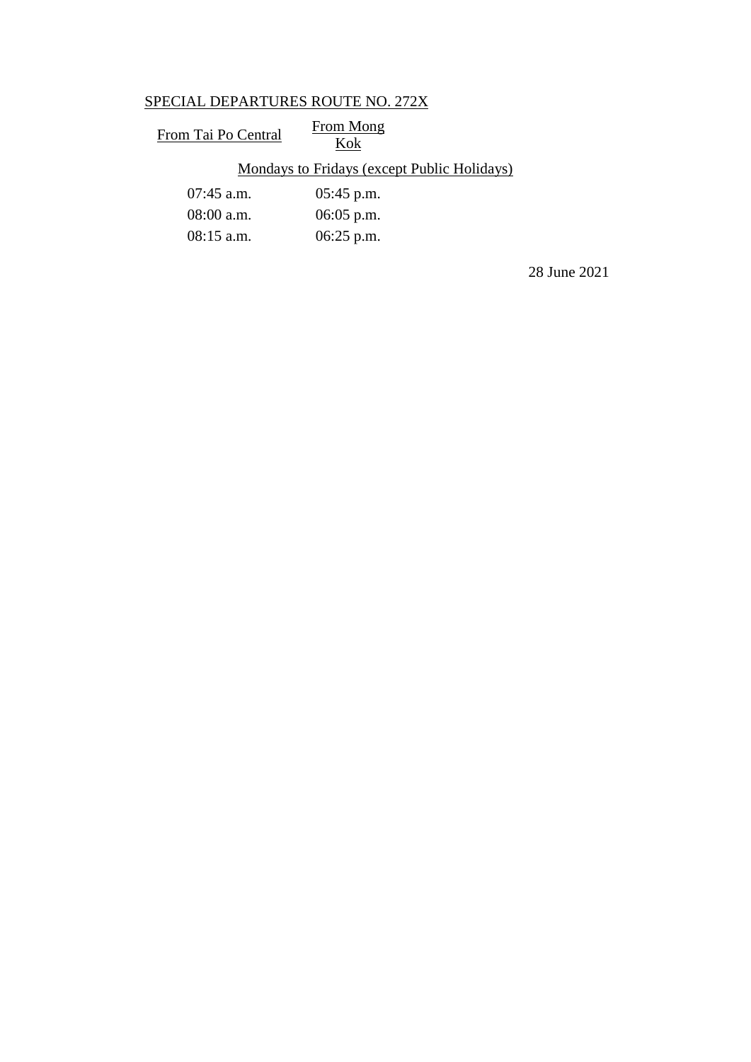SPECIAL DEPARTURES ROUTE NO. 272X

| From Tai Po Central | From Mong Kok |
| --- | --- |
| Mondays to Fridays (except Public Holidays) | |
| 07:45 a.m. | 05:45 p.m. |
| 08:00 a.m. | 06:05 p.m. |
| 08:15 a.m. | 06:25 p.m. |

28 June 2021